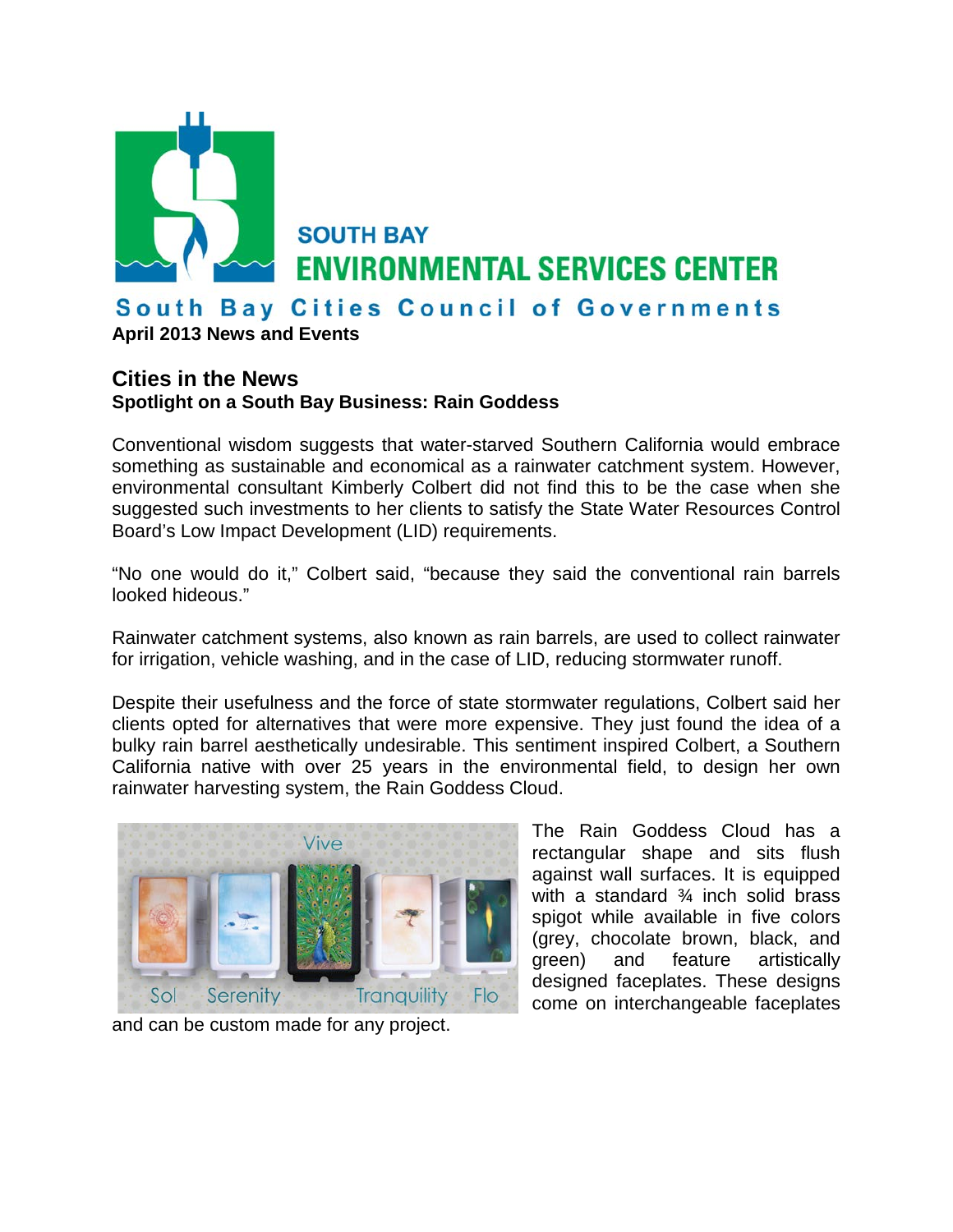# SOUTH BAY ENVIRONMENTAL SERVICES CENTER

## South Bay Cities Council of Governments

**April 2013 News and Events**

## Cities in the News

**Spotlight on a South Bay Business: Rain Goddess**

Conventional wisdom suggests that water-starved Southern California would embrace something as sustainable and economical as a rainwater catchment system. However, environmental consultant Kimberly Colbert did not find this to be the case when she suggested such investments to her clients to satisfy the State Water Resources Control Board's Low Impact Development (LID) requirements.

"No one would do it," Colbert said, "because they said the conventional rain barrels looked hideous."

Rainwater catchment systems, also known as rain barrels, are used to collect rainwater for irrigation, vehicle washing, and in the case of LID, reducing stormwater runoff.

Despite their usefulness and the force of state stormwater regulations, Colbert said her clients opted for alternatives that were more expensive. They just found the idea of a bulky rain barrel aesthetically undesirable. This sentiment inspired Colbert, a Southern California native with over 25 years in the environmental field, to design her own rainwater harvesting system, the Rain Goddess Cloud.

Sol Serenity Vive Tranquility Flo

The Rain Goddess Cloud has a rectangular shape and sits flush against wall surfaces. It is equipped with a standard ¾ inch solid brass spigot while available in five colors (grey, chocolate brown, black, and green) and feature artistically designed faceplates. These designs come on interchangeable faceplates and can be custom made for any project.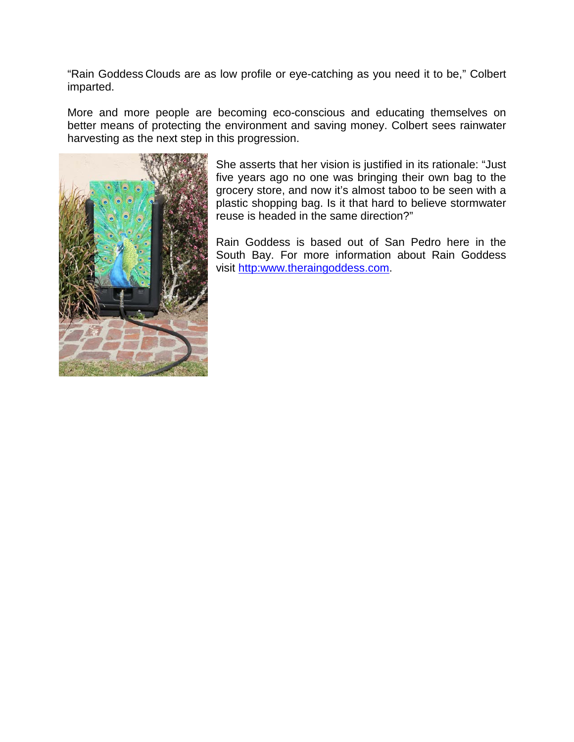"Rain Goddess Clouds are as low profile or eye-catching as you need it to be," Colbert imparted.

More and more people are becoming eco-conscious and educating themselves on better means of protecting the environment and saving money. Colbert sees rainwater harvesting as the next step in this progression.

She asserts that her vision is justified in its rationale: "Just five years ago no one was bringing their own bag to the grocery store, and now it's almost taboo to be seen with a plastic shopping bag. Is it that hard to believe stormwater reuse is headed in the same direction?"

Rain Goddess is based out of San Pedro here in the South Bay. For more information about Rain Goddess visit [http:www.theraingoddess.com](http:www.theraingoddess.com).